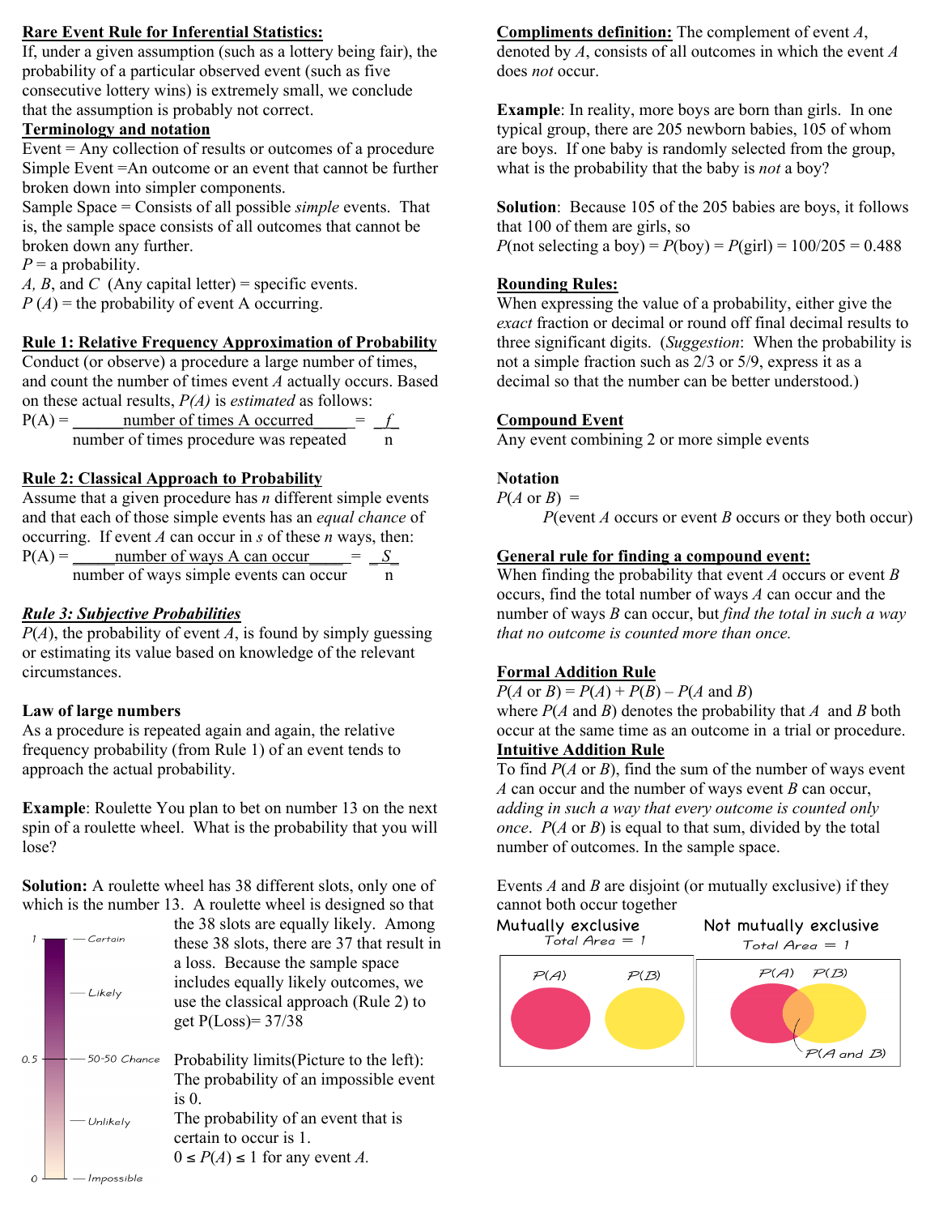**Rare Event Rule for Inferential Statistics:**
If, under a given assumption (such as a lottery being fair), the probability of a particular observed event (such as five consecutive lottery wins) is extremely small, we conclude that the assumption is probably not correct.

**Terminology and notation**

Event = Any collection of results or outcomes of a procedure
Simple Event =An outcome or an event that cannot be further broken down into simpler components.
Sample Space = Consists of all possible *simple* events. That is, the sample space consists of all outcomes that cannot be broken down any further.
*P* = a probability.
*A, B*, and *C* (Any capital letter) = specific events.
*P* (*A*) = the probability of event A occurring.

**Rule 1: Relative Frequency Approximation of Probability**
Conduct (or observe) a procedure a large number of times, and count the number of times event *A* actually occurs. Based on these actual results, *P(A)* is *estimated* as follows:

$$P(A) = \frac{\text{number of times A occurred}}{\text{number of times procedure was repeated}} = \frac{f}{n}$$

**Rule 2: Classical Approach to Probability**
Assume that a given procedure has *n* different simple events and that each of those simple events has an *equal chance* of occurring. If event *A* can occur in *s* of these *n* ways, then:

$$P(A) = \frac{\text{number of ways A can occur}}{\text{number of ways simple events can occur}} = \frac{S}{n}$$

***Rule 3: Subjective Probabilities***
*P*(*A*), the probability of event *A*, is found by simply guessing or estimating its value based on knowledge of the relevant circumstances.

**Law of large numbers**
As a procedure is repeated again and again, the relative frequency probability (from Rule 1) of an event tends to approach the actual probability.

**Example**: Roulette You plan to bet on number 13 on the next spin of a roulette wheel. What is the probability that you will lose?

**Solution:** A roulette wheel has 38 different slots, only one of which is the number 13. A roulette wheel is designed so that the 38 slots are equally likely. Among these 38 slots, there are 37 that result in a loss. Because the sample space includes equally likely outcomes, we use the classical approach (Rule 2) to get P(Loss)= 37/38

1 — Certain
— Likely
0.5 — 50-50 Chance
— Unlikely
0 — Impossible

Probability limits(Picture to the left):
The probability of an impossible event is 0.
The probability of an event that is certain to occur is 1.
$0 \le P(A) \le 1$ for any event *A*.

**Compliments definition:** The complement of event *A*, denoted by *A*, consists of all outcomes in which the event *A* does *not* occur.

**Example**: In reality, more boys are born than girls. In one typical group, there are 205 newborn babies, 105 of whom are boys. If one baby is randomly selected from the group, what is the probability that the baby is *not* a boy?

**Solution**: Because 105 of the 205 babies are boys, it follows that 100 of them are girls, so
*P*(not selecting a boy) = *P*(boy) = *P*(girl) = 100/205 = 0.488

**Rounding Rules:**
When expressing the value of a probability, either give the *exact* fraction or decimal or round off final decimal results to three significant digits. (*Suggestion*: When the probability is not a simple fraction such as 2/3 or 5/9, express it as a decimal so that the number can be better understood.)

**Compound Event**
Any event combining 2 or more simple events

**Notation**
*P*(*A* or *B*) =
*P*(event *A* occurs or event *B* occurs or they both occur)

**General rule for finding a compound event:**
When finding the probability that event *A* occurs or event *B* occurs, find the total number of ways *A* can occur and the number of ways *B* can occur, but *find the total in such a way that no outcome is counted more than once.*

**Formal Addition Rule**
*P*(*A* or *B*) = *P*(*A*) + *P*(*B*) – *P*(*A* and *B*)
where *P*(*A* and *B*) denotes the probability that *A* and *B* both occur at the same time as an outcome in a trial or procedure.

**Intuitive Addition Rule**
To find *P*(*A* or *B*), find the sum of the number of ways event *A* can occur and the number of ways event *B* can occur, *adding in such a way that every outcome is counted only once*. *P*(*A* or *B*) is equal to that sum, divided by the total number of outcomes. In the sample space.

Events *A* and *B* are disjoint (or mutually exclusive) if they cannot both occur together

Mutually exclusive — Total Area = 1 — P(A), P(B)

Not mutually exclusive — Total Area = 1 — P(A), P(B), P(A and B)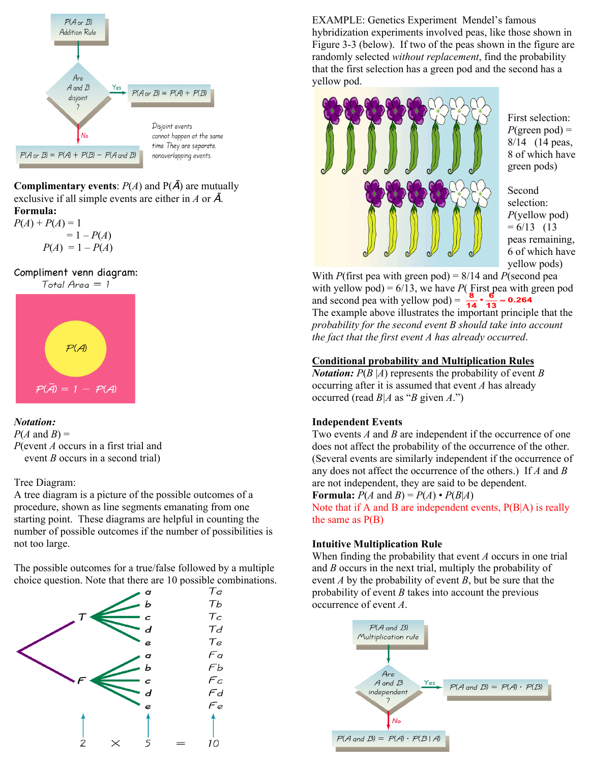P(A or B) Addition Rule

Are A and B disjoint?

Yes: $P(A \text{ or } B) = P(A) + P(B)$

No: $P(A \text{ or } B) = P(A) + P(B) - P(A \text{ and } B)$

Disjoint events cannot happen at the same time. They are separate, nonoverlapping events.

**Complimentary events**: $P(A)$ and $P(\bar{A})$ are mutually exclusive if all simple events are either in $A$ or $\bar{A}$.

**Formula:**

$P(A) + P(A) = 1$

$= 1 - P(A)$

$P(A) = 1 - P(A)$

Compliment venn diagram:

Total Area = 1

$P(A)$

$P(\bar{A}) = 1 - P(A)$

***Notation:***

$P(A \text{ and } B) =$

$P$(event $A$ occurs in a first trial and event $B$ occurs in a second trial)

Tree Diagram:

A tree diagram is a picture of the possible outcomes of a procedure, shown as line segments emanating from one starting point. These diagrams are helpful in counting the number of possible outcomes if the number of possibilities is not too large.

The possible outcomes for a true/false followed by a multiple choice question. Note that there are 10 possible combinations.

T: a, b, c, d, e → Ta, Tb, Tc, Td, Te

F: a, b, c, d, e → Fa, Fb, Fc, Fd, Fe

$2 \times 5 = 10$

EXAMPLE: Genetics Experiment Mendel's famous hybridization experiments involved peas, like those shown in Figure 3-3 (below). If two of the peas shown in the figure are randomly selected *without replacement*, find the probability that the first selection has a green pod and the second has a yellow pod.

First selection: $P$(green pod) = 8/14 (14 peas, 8 of which have green pods)

Second selection: $P$(yellow pod) = 6/13 (13 peas remaining, 6 of which have yellow pods)

With $P$(first pea with green pod) = 8/14 and $P$(second pea with yellow pod) = 6/13, we have $P$( First pea with green pod and second pea with yellow pod) = $\frac{8}{14} \cdot \frac{6}{13} \approx 0.264$

The example above illustrates the important principle that the *probability for the second event B should take into account the fact that the first event A has already occurred*.

## Conditional probability and Multiplication Rules

***Notation:*** $P(B|A)$ represents the probability of event $B$ occurring after it is assumed that event $A$ has already occurred (read $B|A$ as "$B$ given $A$.")

**Independent Events**

Two events $A$ and $B$ are independent if the occurrence of one does not affect the probability of the occurrence of the other. (Several events are similarly independent if the occurrence of any does not affect the occurrence of the others.) If $A$ and $B$ are not independent, they are said to be dependent.

**Formula:** $P(A \text{ and } B) = P(A) \cdot P(B|A)$

Note that if A and B are independent events, P(B|A) is really the same as P(B)

**Intuitive Multiplication Rule**

When finding the probability that event $A$ occurs in one trial and $B$ occurs in the next trial, multiply the probability of event $A$ by the probability of event $B$, but be sure that the probability of event $B$ takes into account the previous occurrence of event $A$.

P(A and B) Multiplication rule

Are A and B independent?

Yes: $P(A \text{ and } B) = P(A) \cdot P(B)$

No: $P(A \text{ and } B) = P(A) \cdot P(B|A)$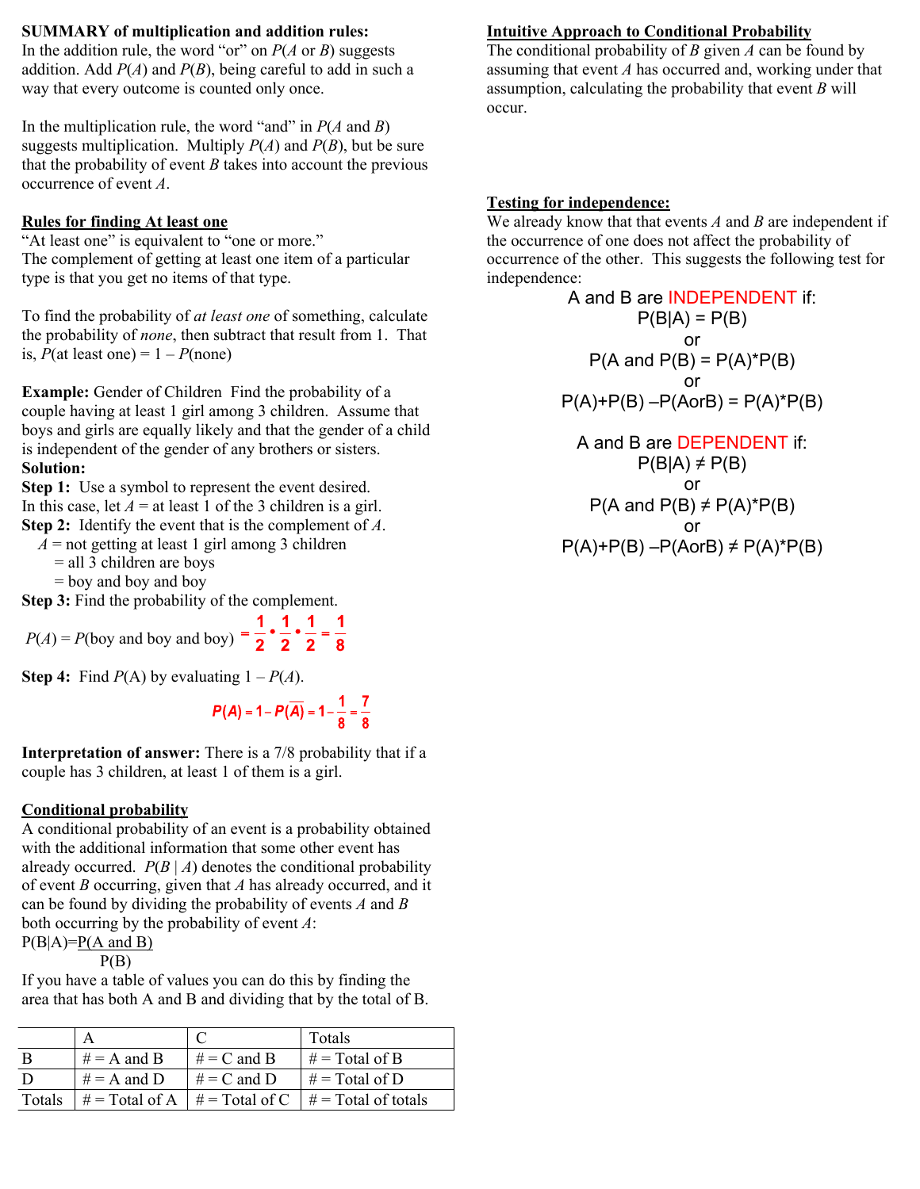**SUMMARY of multiplication and addition rules:**

In the addition rule, the word "or" on $P(A \text{ or } B)$ suggests addition. Add $P(A)$ and $P(B)$, being careful to add in such a way that every outcome is counted only once.

In the multiplication rule, the word "and" in $P(A \text{ and } B)$ suggests multiplication. Multiply $P(A)$ and $P(B)$, but be sure that the probability of event $B$ takes into account the previous occurrence of event $A$.

## Rules for finding At least one

"At least one" is equivalent to "one or more."
The complement of getting at least one item of a particular type is that you get no items of that type.

To find the probability of *at least one* of something, calculate the probability of *none*, then subtract that result from 1. That is, $P(\text{at least one}) = 1 - P(\text{none})$

**Example:** Gender of Children Find the probability of a couple having at least 1 girl among 3 children. Assume that boys and girls are equally likely and that the gender of a child is independent of the gender of any brothers or sisters.

**Solution:**

**Step 1:** Use a symbol to represent the event desired.
In this case, let $A$ = at least 1 of the 3 children is a girl.

**Step 2:** Identify the event that is the complement of $A$.
$\overline{A}$ = not getting at least 1 girl among 3 children
= all 3 children are boys
= boy and boy and boy

**Step 3:** Find the probability of the complement.

$$P(\overline{A}) = P(\text{boy and boy and boy}) = \frac{1}{2} \bullet \frac{1}{2} \bullet \frac{1}{2} = \frac{1}{8}$$

**Step 4:** Find $P(A)$ by evaluating $1 - P(\overline{A})$.

$$P(A) = 1 - P(\overline{A}) = 1 - \frac{1}{8} = \frac{7}{8}$$

**Interpretation of answer:** There is a 7/8 probability that if a couple has 3 children, at least 1 of them is a girl.

## Conditional probability

A conditional probability of an event is a probability obtained with the additional information that some other event has already occurred. $P(B \mid A)$ denotes the conditional probability of event $B$ occurring, given that $A$ has already occurred, and it can be found by dividing the probability of events $A$ and $B$ both occurring by the probability of event $A$:

$$P(B|A) = \frac{P(A \text{ and } B)}{P(B)}$$

If you have a table of values you can do this by finding the area that has both A and B and dividing that by the total of B.

| | A | C | Totals |
|---|---|---|---|
| B | # = A and B | # = C and B | # = Total of B |
| D | # = A and D | # = C and D | # = Total of D |
| Totals | # = Total of A | # = Total of C | # = Total of totals |

## Intuitive Approach to Conditional Probability

The conditional probability of $B$ given $A$ can be found by assuming that event $A$ has occurred and, working under that assumption, calculating the probability that event $B$ will occur.

## Testing for independence:

We already know that that events $A$ and $B$ are independent if the occurrence of one does not affect the probability of occurrence of the other. This suggests the following test for independence:

A and B are INDEPENDENT if:

$$P(B|A) = P(B)$$

or

$$P(A \text{ and } P(B) = P(A)*P(B)$$

or

$$P(A)+P(B) - P(A \text{ or } B) = P(A)*P(B)$$

A and B are DEPENDENT if:

$$P(B|A) \neq P(B)$$

or

$$P(A \text{ and } P(B) \neq P(A)*P(B)$$

or

$$P(A)+P(B) - P(A \text{ or } B) \neq P(A)*P(B)$$